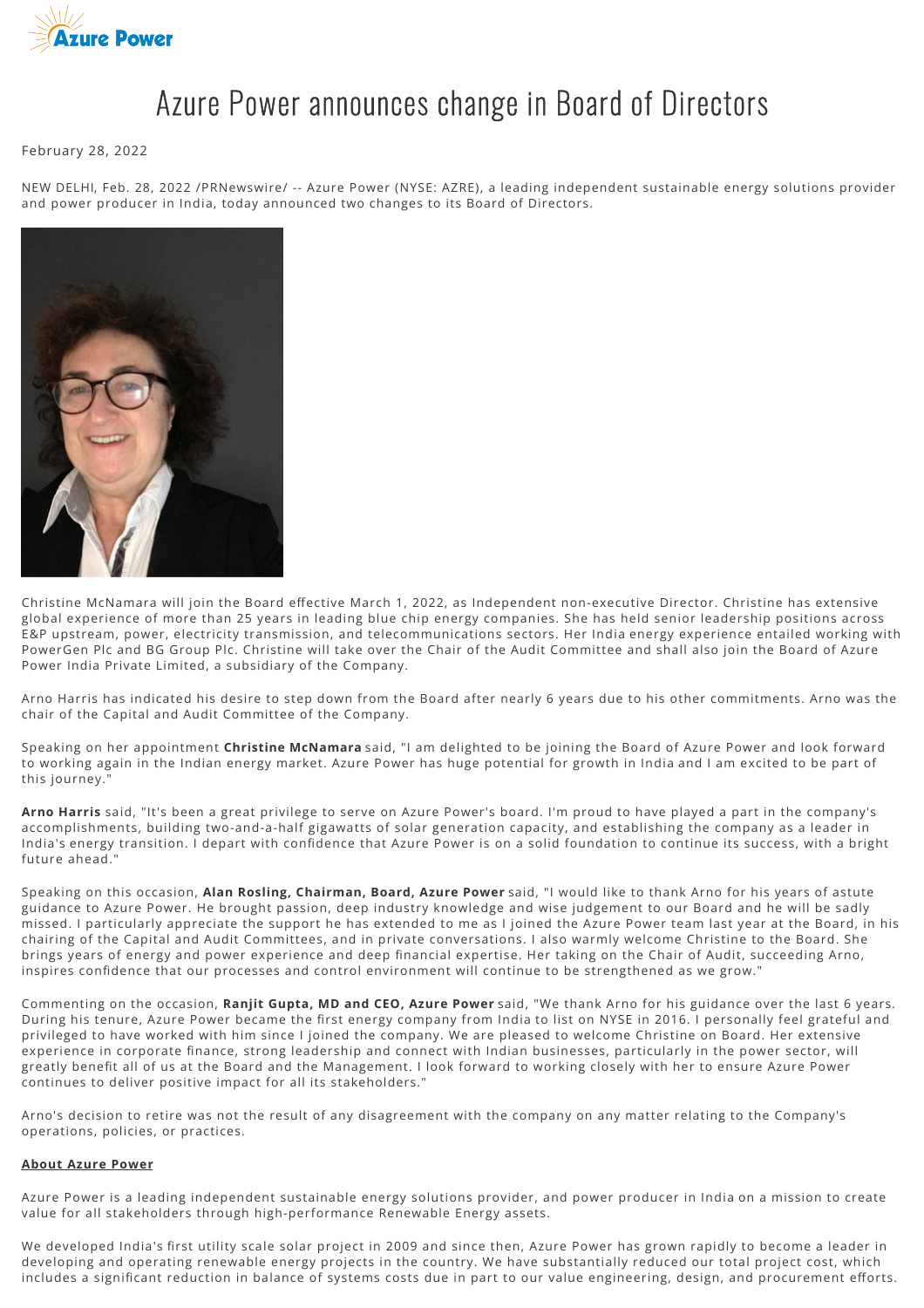# Azure Power announces change in Board of Directors

February 28, 2022

NEW DELHI, Feb. 28, 2022 /PRNewswire/ -- Azure Power (NYSE: AZRE), a leading independent sustainable energy solutions provider and power producer in India, today announced two changes to its Board of Directors.

Christine McNamara will join the Board effective March 1, 2022, as Independent non-executive Director. Christine has extensive global experience of more than 25 years in leading blue chip energy companies. She has held senior leadership positions across E&P upstream, power, electricity transmission, and telecommunications sectors. Her India energy experience entailed working with PowerGen Plc and BG Group Plc. Christine will take over the Chair of the Audit Committee and shall also join the Board of Azure Power India Private Limited, a subsidiary of the Company.

Arno Harris has indicated his desire to step down from the Board after nearly 6 years due to his other commitments. Arno was the chair of the Capital and Audit Committee of the Company.

Speaking on her appointment **Christine McNamara** said, "I am delighted to be joining the Board of Azure Power and look forward to working again in the Indian energy market. Azure Power has huge potential for growth in India and I am excited to be part of this journey."

**Arno Harris** said, "It's been a great privilege to serve on Azure Power's board. I'm proud to have played a part in the company's accomplishments, building two-and-a-half gigawatts of solar generation capacity, and establishing the company as a leader in India's energy transition. I depart with confidence that Azure Power is on a solid foundation to continue its success, with a bright future ahead."

Speaking on this occasion, **Alan Rosling, Chairman, Board, Azure Power** said, "I would like to thank Arno for his years of astute guidance to Azure Power. He brought passion, deep industry knowledge and wise judgement to our Board and he will be sadly missed. I particularly appreciate the support he has extended to me as I joined the Azure Power team last year at the Board, in his chairing of the Capital and Audit Committees, and in private conversations. I also warmly welcome Christine to the Board. She brings years of energy and power experience and deep financial expertise. Her taking on the Chair of Audit, succeeding Arno, inspires confidence that our processes and control environment will continue to be strengthened as we grow."

Commenting on the occasion, **Ranjit Gupta, MD and CEO, Azure Power** said, "We thank Arno for his guidance over the last 6 years. During his tenure, Azure Power became the first energy company from India to list on NYSE in 2016. I personally feel grateful and privileged to have worked with him since I joined the company. We are pleased to welcome Christine on Board. Her extensive experience in corporate finance, strong leadership and connect with Indian businesses, particularly in the power sector, will greatly benefit all of us at the Board and the Management. I look forward to working closely with her to ensure Azure Power continues to deliver positive impact for all its stakeholders."

Arno's decision to retire was not the result of any disagreement with the company on any matter relating to the Company's operations, policies, or practices.

**About Azure Power**

Azure Power is a leading independent sustainable energy solutions provider, and power producer in India on a mission to create value for all stakeholders through high-performance Renewable Energy assets.

We developed India's first utility scale solar project in 2009 and since then, Azure Power has grown rapidly to become a leader in developing and operating renewable energy projects in the country. We have substantially reduced our total project cost, which includes a significant reduction in balance of systems costs due in part to our value engineering, design, and procurement efforts.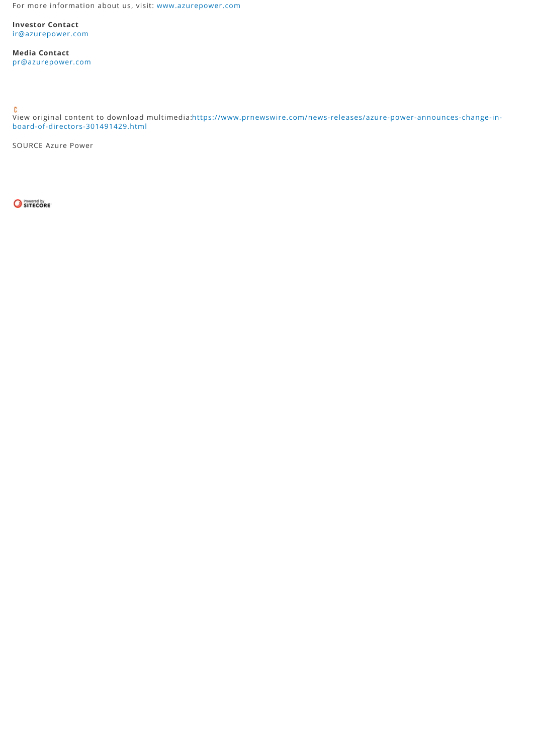For more information about us, visit: www.azurepower.com

**Investor Contact**
ir@azurepower.com

**Media Contact**
pr@azurepower.com

View original content to download multimedia:https://www.prnewswire.com/news-releases/azure-power-announces-change-in-board-of-directors-301491429.html

SOURCE Azure Power